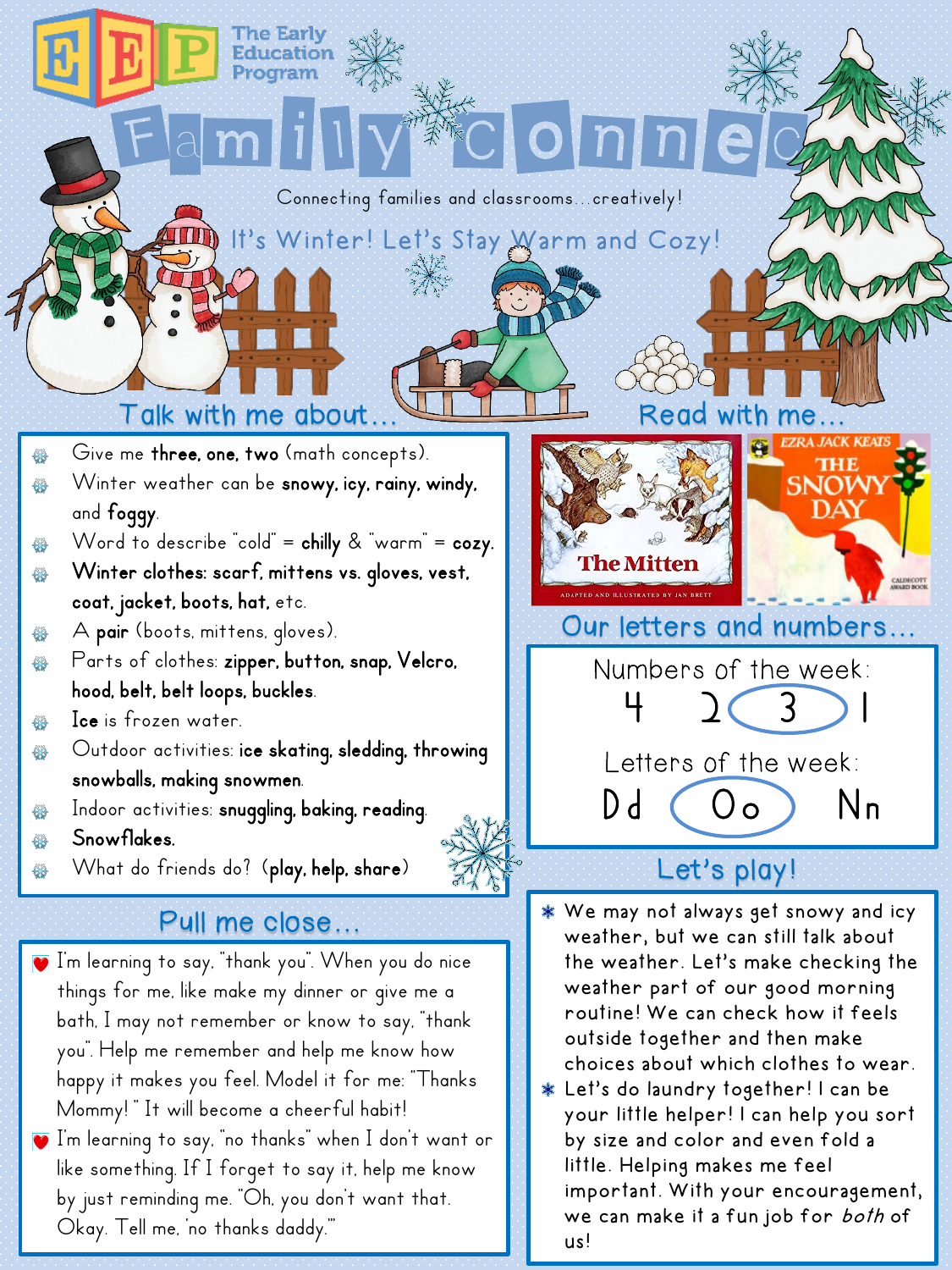The Early Education Program

# Family Connec

Connecting families and classrooms…creatively!

## It's Winter! Let's Stay Warm and Cozy!

## Talk with me about…

- Give me **three, one, two** (math concepts).
- Winter weather can be **snowy, icy, rainy, windy,** and **foggy**.
- Word to describe "cold" = **chilly** & "warm" = **cozy**.
- **Winter clothes: scarf, mittens vs. gloves, vest, coat, jacket, boots, hat,** etc.
- A **pair** (boots, mittens, gloves).
- Parts of clothes: **zipper, button, snap, Velcro, hood, belt, belt loops, buckles**.
- **Ice** is frozen water.
- Outdoor activities: **ice skating, sledding, throwing snowballs, making snowmen**.
- Indoor activities: **snuggling, baking, reading**.
- **Snowflakes.**
- What do friends do? (**play, help, share**)

## Read with me…

The Mitten — Adapted and illustrated by Jan Brett

Ezra Jack Keats — The Snowy Day

## Our letters and numbers…

Numbers of the week:

4 2 3 1

Letters of the week:

Dd Oo Nn

## Pull me close…

- I'm learning to say, "thank you". When you do nice things for me, like make my dinner or give me a bath, I may not remember or know to say, "thank you". Help me remember and help me know how happy it makes you feel. Model it for me: "Thanks Mommy!" It will become a cheerful habit!
- I'm learning to say, "no thanks" when I don't want or like something. If I forget to say it, help me know by just reminding me. "Oh, you don't want that. Okay. Tell me, 'no thanks daddy.'"

## Let's play!

- We may not always get snowy and icy weather, but we can still talk about the weather. Let's make checking the weather part of our good morning routine! We can check how it feels outside together and then make choices about which clothes to wear.
- Let's do laundry together! I can be your little helper! I can help you sort by size and color and even fold a little. Helping makes me feel important. With your encouragement, we can make it a fun job for *both* of us!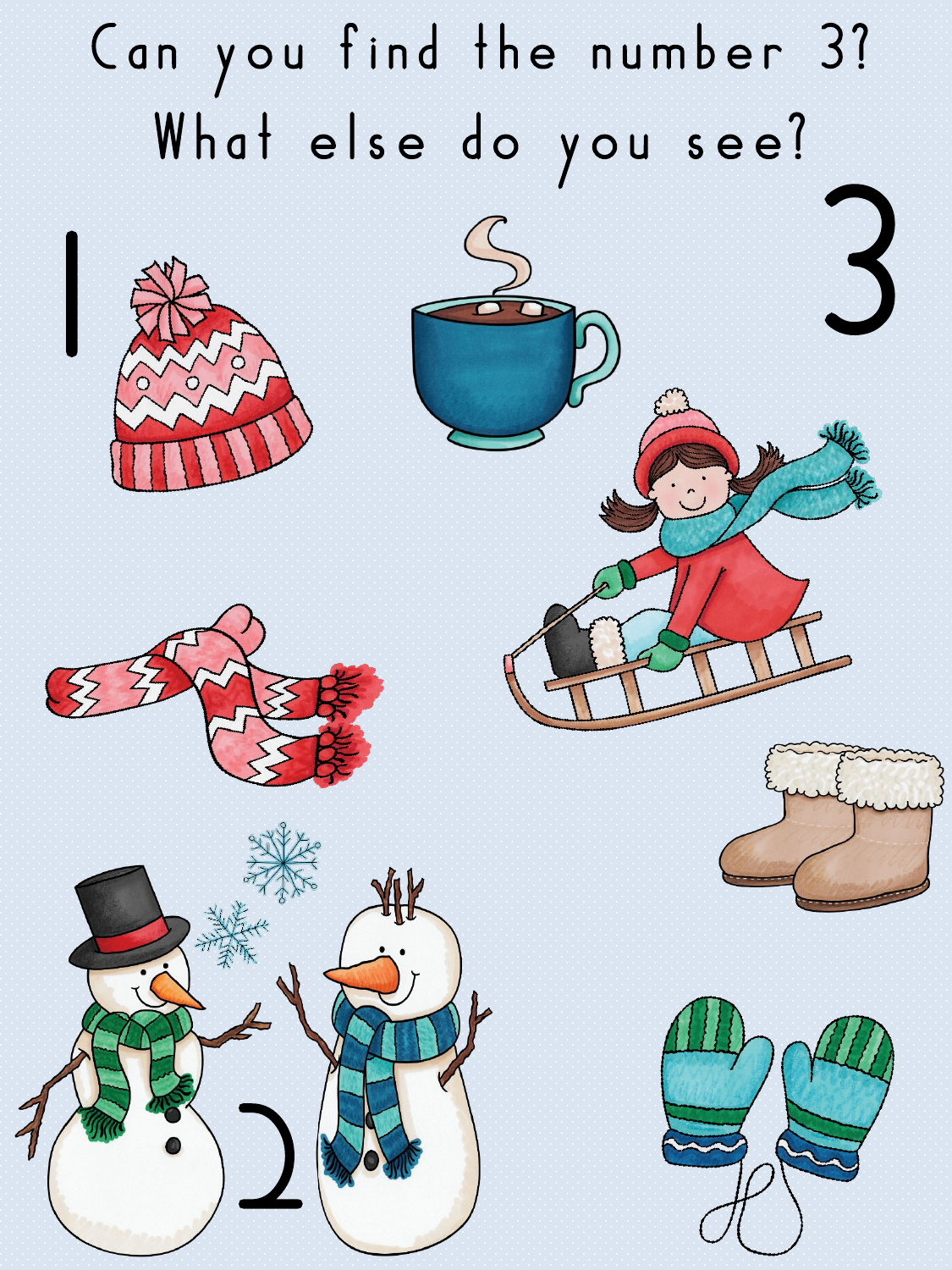Can you find the number 3?

What else do you see?

1

3

2